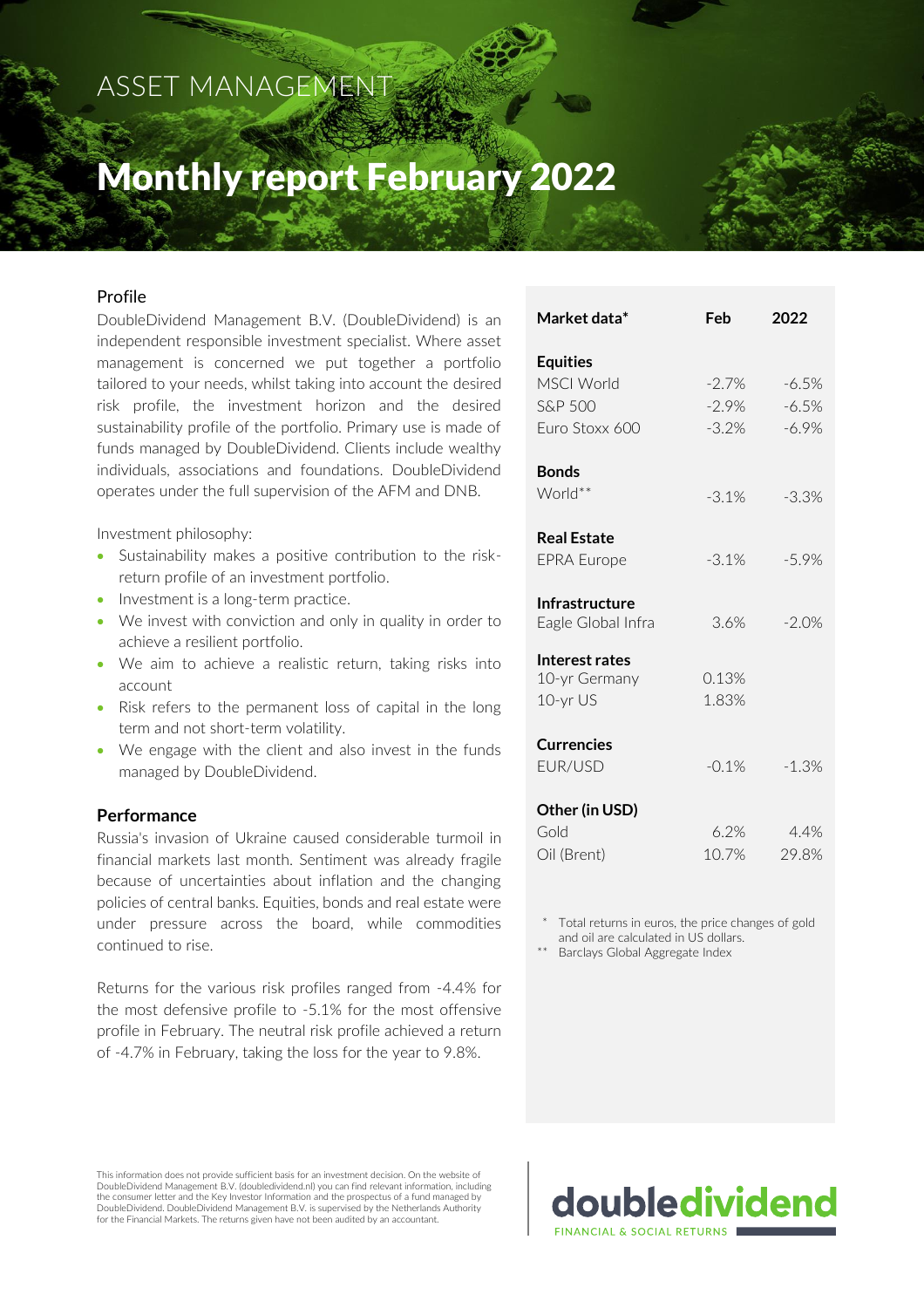ASSET MANAGEMENT

# Monthly report February 2022

## Profile

DoubleDividend Management B.V. (DoubleDividend) is an independent responsible investment specialist. Where asset management is concerned we put together a portfolio tailored to your needs, whilst taking into account the desired risk profile, the investment horizon and the desired sustainability profile of the portfolio. Primary use is made of funds managed by DoubleDividend. Clients include wealthy individuals, associations and foundations. DoubleDividend operates under the full supervision of the AFM and DNB.

Investment philosophy:

- Sustainability makes a positive contribution to the risk-return profile of an investment portfolio.
- Investment is a long-term practice.
- We invest with conviction and only in quality in order to achieve a resilient portfolio.
- We aim to achieve a realistic return, taking risks into account
- Risk refers to the permanent loss of capital in the long term and not short-term volatility.
- We engage with the client and also invest in the funds managed by DoubleDividend.

## Performance

Russia's invasion of Ukraine caused considerable turmoil in financial markets last month. Sentiment was already fragile because of uncertainties about inflation and the changing policies of central banks. Equities, bonds and real estate were under pressure across the board, while commodities continued to rise.

Returns for the various risk profiles ranged from -4.4% for the most defensive profile to -5.1% for the most offensive profile in February. The neutral risk profile achieved a return of -4.7% in February, taking the loss for the year to 9.8%.

| Market data* | Feb | 2022 |
|---|---|---|
| **Equities** | | |
| MSCI World | -2.7% | -6.5% |
| S&P 500 | -2.9% | -6.5% |
| Euro Stoxx 600 | -3.2% | -6.9% |
| **Bonds** | | |
| World** | -3.1% | -3.3% |
| **Real Estate** | | |
| EPRA Europe | -3.1% | -5.9% |
| **Infrastructure** | | |
| Eagle Global Infra | 3.6% | -2.0% |
| **Interest rates** | | |
| 10-yr Germany | 0.13% | |
| 10-yr US | 1.83% | |
| **Currencies** | | |
| EUR/USD | -0.1% | -1.3% |
| **Other (in USD)** | | |
| Gold | 6.2% | 4.4% |
| Oil (Brent) | 10.7% | 29.8% |

\* Total returns in euros, the price changes of gold and oil are calculated in US dollars.
\** Barclays Global Aggregate Index

This information does not provide sufficient basis for an investment decision. On the website of DoubleDividend Management B.V. (doubledividend.nl) you can find relevant information, including the consumer letter and the Key Investor Information and the prospectus of a fund managed by DoubleDividend. DoubleDividend Management B.V. is supervised by the Netherlands Authority for the Financial Markets. The returns given have not been audited by an accountant.

doubledividend
FINANCIAL & SOCIAL RETURNS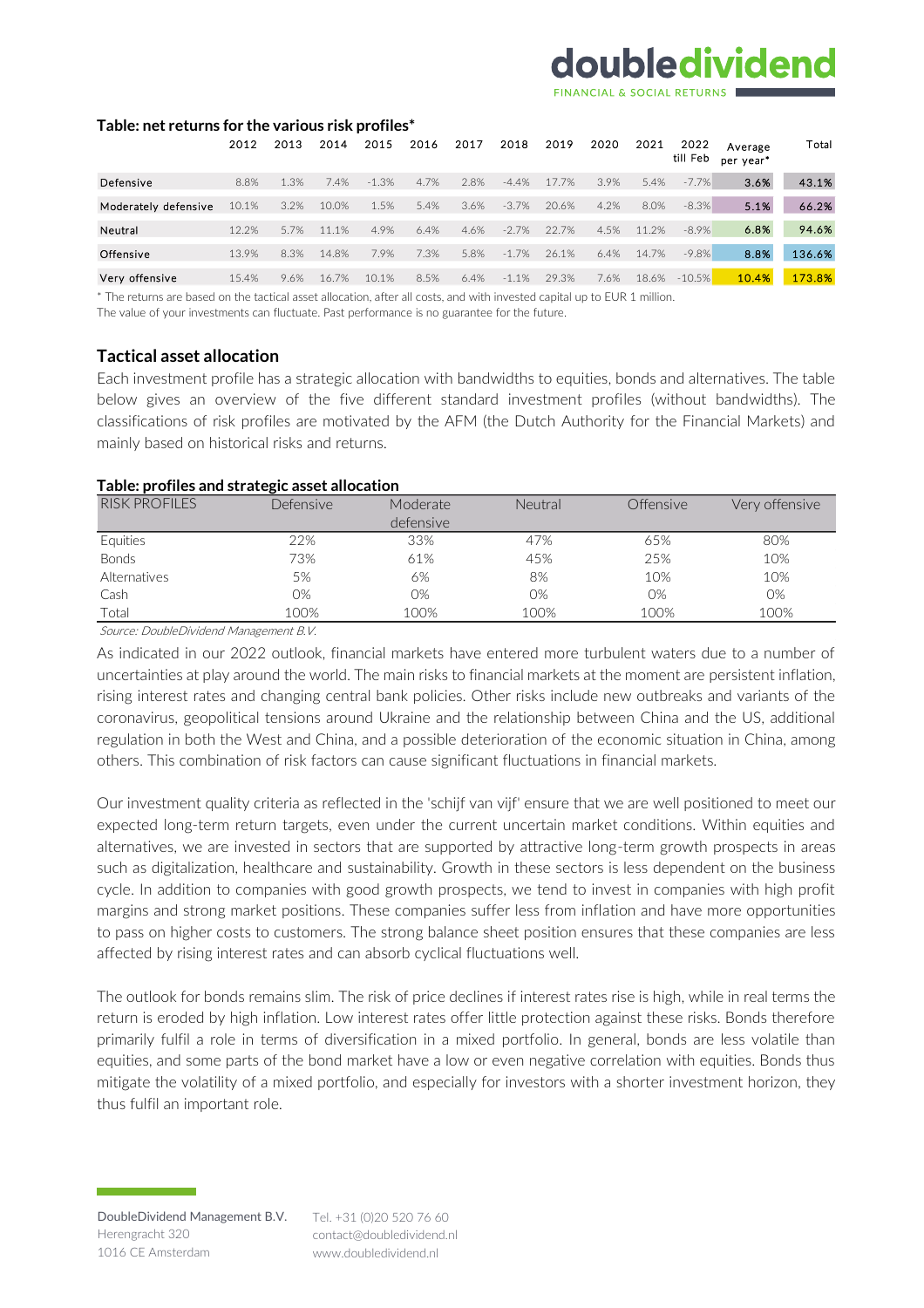**Table: net returns for the various risk profiles***

| | 2012 | 2013 | 2014 | 2015 | 2016 | 2017 | 2018 | 2019 | 2020 | 2021 | 2022 till Feb | Average per year* | Total |
|---|---|---|---|---|---|---|---|---|---|---|---|---|---|
| Defensive | 8.8% | 1.3% | 7.4% | -1.3% | 4.7% | 2.8% | -4.4% | 17.7% | 3.9% | 5.4% | -7.7% | 3.6% | 43.1% |
| Moderately defensive | 10.1% | 3.2% | 10.0% | 1.5% | 5.4% | 3.6% | -3.7% | 20.6% | 4.2% | 8.0% | -8.3% | 5.1% | 66.2% |
| Neutral | 12.2% | 5.7% | 11.1% | 4.9% | 6.4% | 4.6% | -2.7% | 22.7% | 4.5% | 11.2% | -8.9% | 6.8% | 94.6% |
| Offensive | 13.9% | 8.3% | 14.8% | 7.9% | 7.3% | 5.8% | -1.7% | 26.1% | 6.4% | 14.7% | -9.8% | 8.8% | 136.6% |
| Very offensive | 15.4% | 9.6% | 16.7% | 10.1% | 8.5% | 6.4% | -1.1% | 29.3% | 7.6% | 18.6% | -10.5% | 10.4% | 173.8% |

* The returns are based on the tactical asset allocation, after all costs, and with invested capital up to EUR 1 million.
The value of your investments can fluctuate. Past performance is no guarantee for the future.

## Tactical asset allocation

Each investment profile has a strategic allocation with bandwidths to equities, bonds and alternatives. The table below gives an overview of the five different standard investment profiles (without bandwidths). The classifications of risk profiles are motivated by the AFM (the Dutch Authority for the Financial Markets) and mainly based on historical risks and returns.

**Table: profiles and strategic asset allocation**

| RISK PROFILES | Defensive | Moderate defensive | Neutral | Offensive | Very offensive |
|---|---|---|---|---|---|
| Equities | 22% | 33% | 47% | 65% | 80% |
| Bonds | 73% | 61% | 45% | 25% | 10% |
| Alternatives | 5% | 6% | 8% | 10% | 10% |
| Cash | 0% | 0% | 0% | 0% | 0% |
| Total | 100% | 100% | 100% | 100% | 100% |

*Source: DoubleDividend Management B.V.*

As indicated in our 2022 outlook, financial markets have entered more turbulent waters due to a number of uncertainties at play around the world. The main risks to financial markets at the moment are persistent inflation, rising interest rates and changing central bank policies. Other risks include new outbreaks and variants of the coronavirus, geopolitical tensions around Ukraine and the relationship between China and the US, additional regulation in both the West and China, and a possible deterioration of the economic situation in China, among others. This combination of risk factors can cause significant fluctuations in financial markets.

Our investment quality criteria as reflected in the 'schijf van vijf' ensure that we are well positioned to meet our expected long-term return targets, even under the current uncertain market conditions. Within equities and alternatives, we are invested in sectors that are supported by attractive long-term growth prospects in areas such as digitalization, healthcare and sustainability. Growth in these sectors is less dependent on the business cycle. In addition to companies with good growth prospects, we tend to invest in companies with high profit margins and strong market positions. These companies suffer less from inflation and have more opportunities to pass on higher costs to customers. The strong balance sheet position ensures that these companies are less affected by rising interest rates and can absorb cyclical fluctuations well.

The outlook for bonds remains slim. The risk of price declines if interest rates rise is high, while in real terms the return is eroded by high inflation. Low interest rates offer little protection against these risks. Bonds therefore primarily fulfil a role in terms of diversification in a mixed portfolio. In general, bonds are less volatile than equities, and some parts of the bond market have a low or even negative correlation with equities. Bonds thus mitigate the volatility of a mixed portfolio, and especially for investors with a shorter investment horizon, they thus fulfil an important role.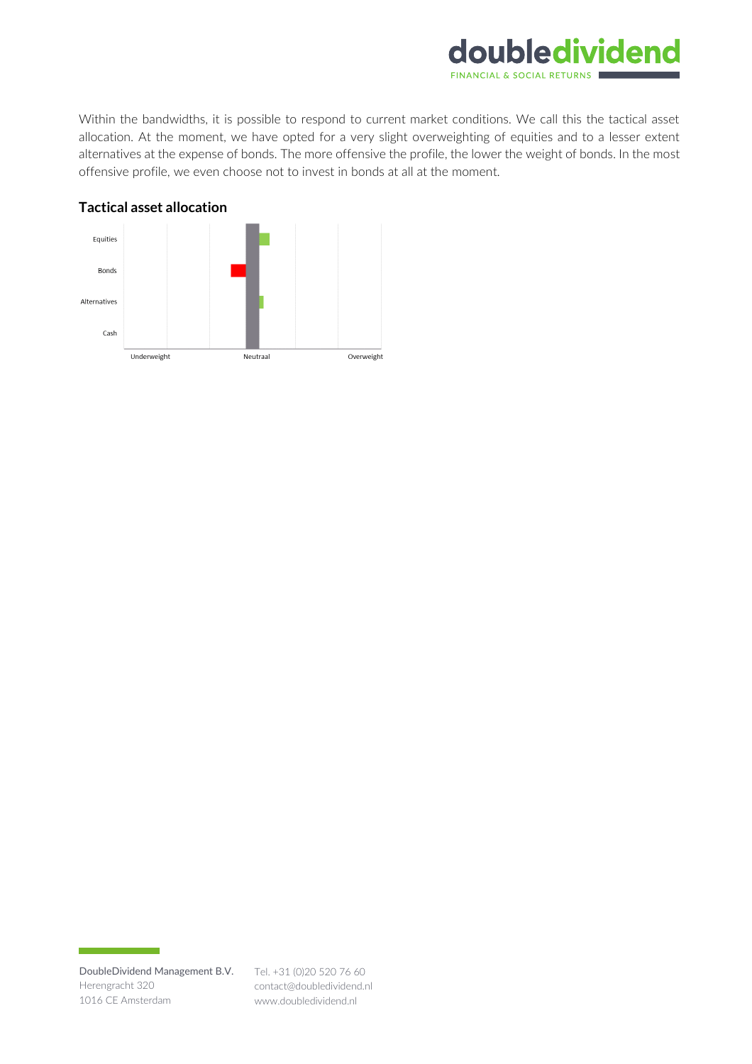Within the bandwidths, it is possible to respond to current market conditions. We call this the tactical asset allocation. At the moment, we have opted for a very slight overweighting of equities and to a lesser extent alternatives at the expense of bonds. The more offensive the profile, the lower the weight of bonds. In the most offensive profile, we even choose not to invest in bonds at all at the moment.

## Tactical asset allocation

Equities

Bonds

Alternatives

Cash

Underweight

Neutraal

Overweight